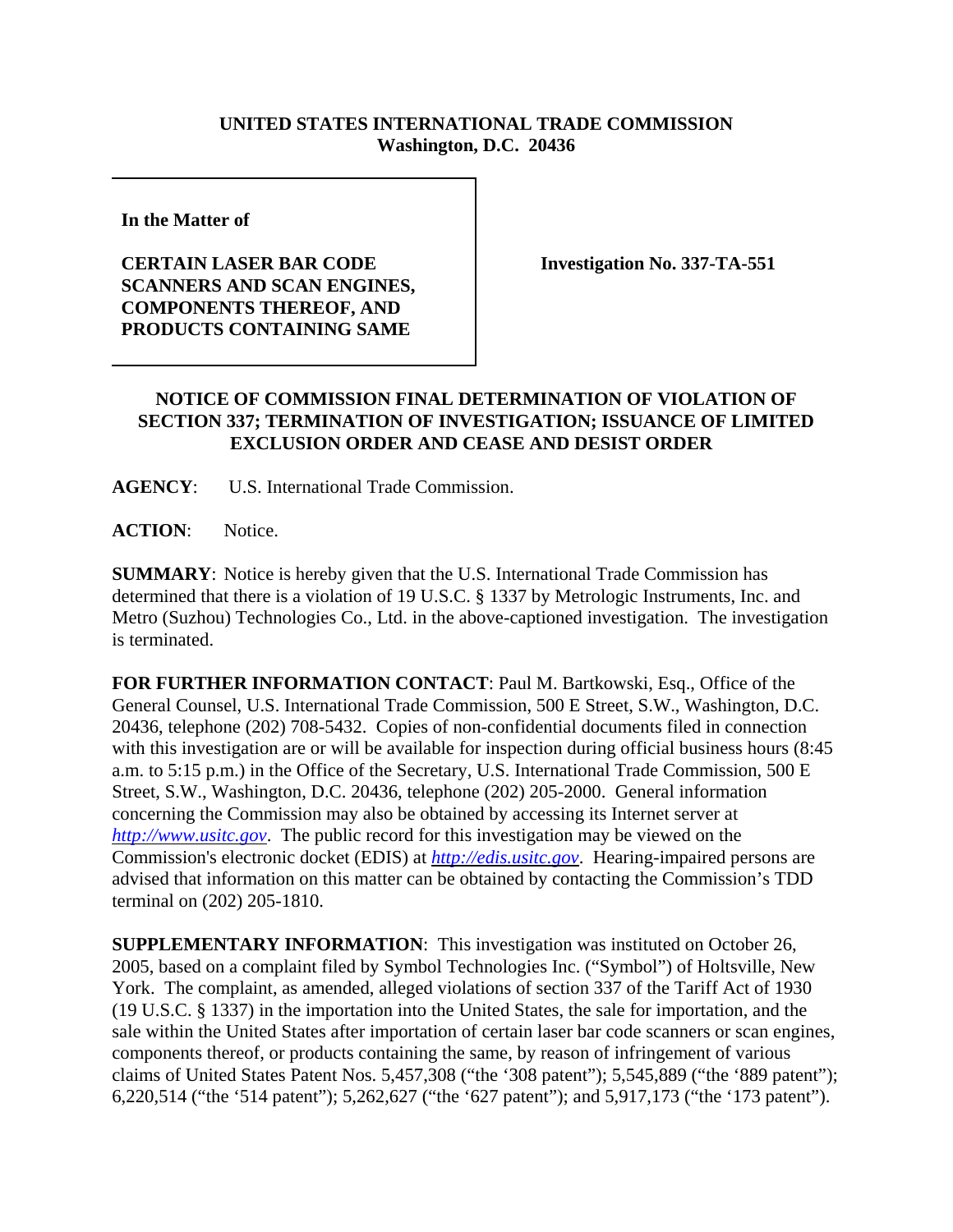**UNITED STATES INTERNATIONAL TRADE COMMISSION**
**Washington, D.C. 20436**

| In the Matter of<br><br>**CERTAIN LASER BAR CODE SCANNERS AND SCAN ENGINES, COMPONENTS THEREOF, AND PRODUCTS CONTAINING SAME** | **Investigation No. 337-TA-551** |
|---|---|

## NOTICE OF COMMISSION FINAL DETERMINATION OF VIOLATION OF SECTION 337; TERMINATION OF INVESTIGATION; ISSUANCE OF LIMITED EXCLUSION ORDER AND CEASE AND DESIST ORDER

**AGENCY**: U.S. International Trade Commission.

**ACTION**: Notice.

**SUMMARY**: Notice is hereby given that the U.S. International Trade Commission has determined that there is a violation of 19 U.S.C. § 1337 by Metrologic Instruments, Inc. and Metro (Suzhou) Technologies Co., Ltd. in the above-captioned investigation. The investigation is terminated.

**FOR FURTHER INFORMATION CONTACT**: Paul M. Bartkowski, Esq., Office of the General Counsel, U.S. International Trade Commission, 500 E Street, S.W., Washington, D.C. 20436, telephone (202) 708-5432. Copies of non-confidential documents filed in connection with this investigation are or will be available for inspection during official business hours (8:45 a.m. to 5:15 p.m.) in the Office of the Secretary, U.S. International Trade Commission, 500 E Street, S.W., Washington, D.C. 20436, telephone (202) 205-2000. General information concerning the Commission may also be obtained by accessing its Internet server at *http://www.usitc.gov*. The public record for this investigation may be viewed on the Commission's electronic docket (EDIS) at *http://edis.usitc.gov*. Hearing-impaired persons are advised that information on this matter can be obtained by contacting the Commission's TDD terminal on (202) 205-1810.

**SUPPLEMENTARY INFORMATION**: This investigation was instituted on October 26, 2005, based on a complaint filed by Symbol Technologies Inc. ("Symbol") of Holtsville, New York. The complaint, as amended, alleged violations of section 337 of the Tariff Act of 1930 (19 U.S.C. § 1337) in the importation into the United States, the sale for importation, and the sale within the United States after importation of certain laser bar code scanners or scan engines, components thereof, or products containing the same, by reason of infringement of various claims of United States Patent Nos. 5,457,308 ("the '308 patent"); 5,545,889 ("the '889 patent"); 6,220,514 ("the '514 patent"); 5,262,627 ("the '627 patent"); and 5,917,173 ("the '173 patent").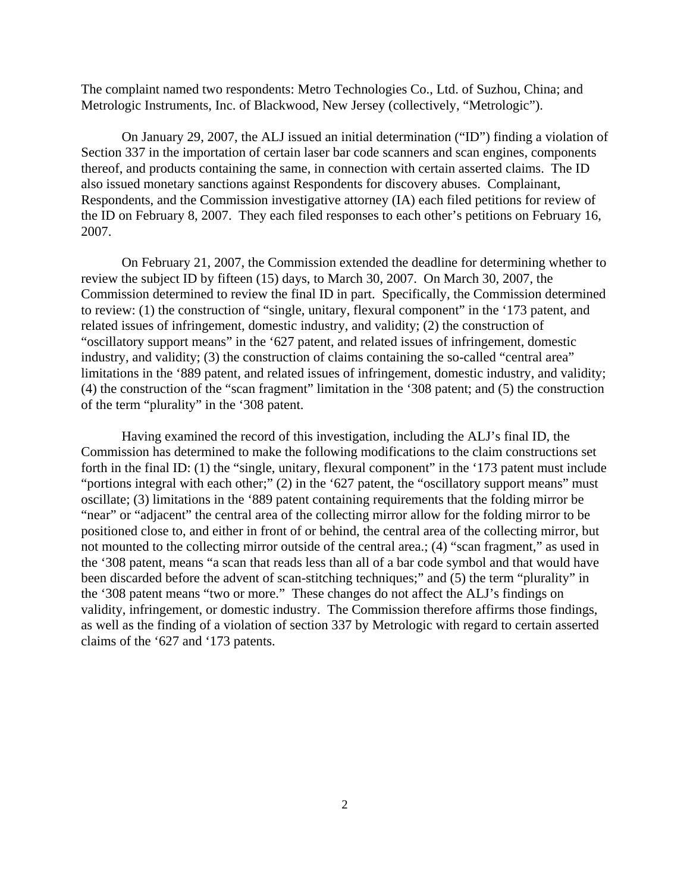The complaint named two respondents: Metro Technologies Co., Ltd. of Suzhou, China; and Metrologic Instruments, Inc. of Blackwood, New Jersey (collectively, "Metrologic").

On January 29, 2007, the ALJ issued an initial determination ("ID") finding a violation of Section 337 in the importation of certain laser bar code scanners and scan engines, components thereof, and products containing the same, in connection with certain asserted claims. The ID also issued monetary sanctions against Respondents for discovery abuses. Complainant, Respondents, and the Commission investigative attorney (IA) each filed petitions for review of the ID on February 8, 2007. They each filed responses to each other's petitions on February 16, 2007.

On February 21, 2007, the Commission extended the deadline for determining whether to review the subject ID by fifteen (15) days, to March 30, 2007. On March 30, 2007, the Commission determined to review the final ID in part. Specifically, the Commission determined to review: (1) the construction of "single, unitary, flexural component" in the '173 patent, and related issues of infringement, domestic industry, and validity; (2) the construction of "oscillatory support means" in the '627 patent, and related issues of infringement, domestic industry, and validity; (3) the construction of claims containing the so-called "central area" limitations in the '889 patent, and related issues of infringement, domestic industry, and validity; (4) the construction of the "scan fragment" limitation in the '308 patent; and (5) the construction of the term "plurality" in the '308 patent.

Having examined the record of this investigation, including the ALJ's final ID, the Commission has determined to make the following modifications to the claim constructions set forth in the final ID: (1) the "single, unitary, flexural component" in the '173 patent must include "portions integral with each other;" (2) in the '627 patent, the "oscillatory support means" must oscillate; (3) limitations in the '889 patent containing requirements that the folding mirror be "near" or "adjacent" the central area of the collecting mirror allow for the folding mirror to be positioned close to, and either in front of or behind, the central area of the collecting mirror, but not mounted to the collecting mirror outside of the central area.; (4) "scan fragment," as used in the '308 patent, means "a scan that reads less than all of a bar code symbol and that would have been discarded before the advent of scan-stitching techniques;" and (5) the term "plurality" in the '308 patent means "two or more." These changes do not affect the ALJ's findings on validity, infringement, or domestic industry. The Commission therefore affirms those findings, as well as the finding of a violation of section 337 by Metrologic with regard to certain asserted claims of the '627 and '173 patents.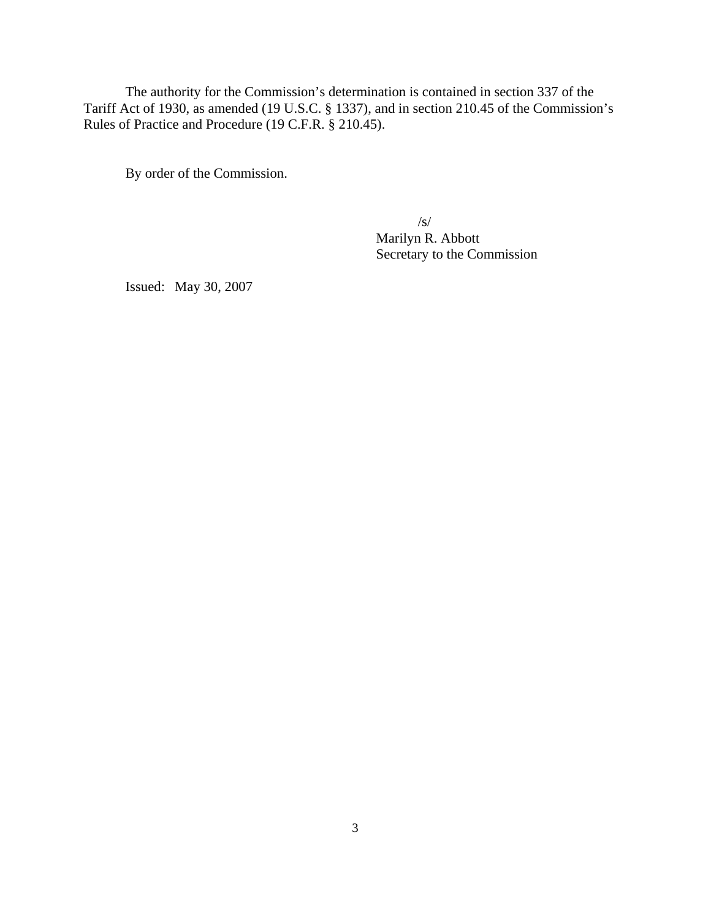The authority for the Commission's determination is contained in section 337 of the Tariff Act of 1930, as amended (19 U.S.C. § 1337), and in section 210.45 of the Commission's Rules of Practice and Procedure (19 C.F.R. § 210.45).

By order of the Commission.

/s/
Marilyn R. Abbott
Secretary to the Commission

Issued: May 30, 2007